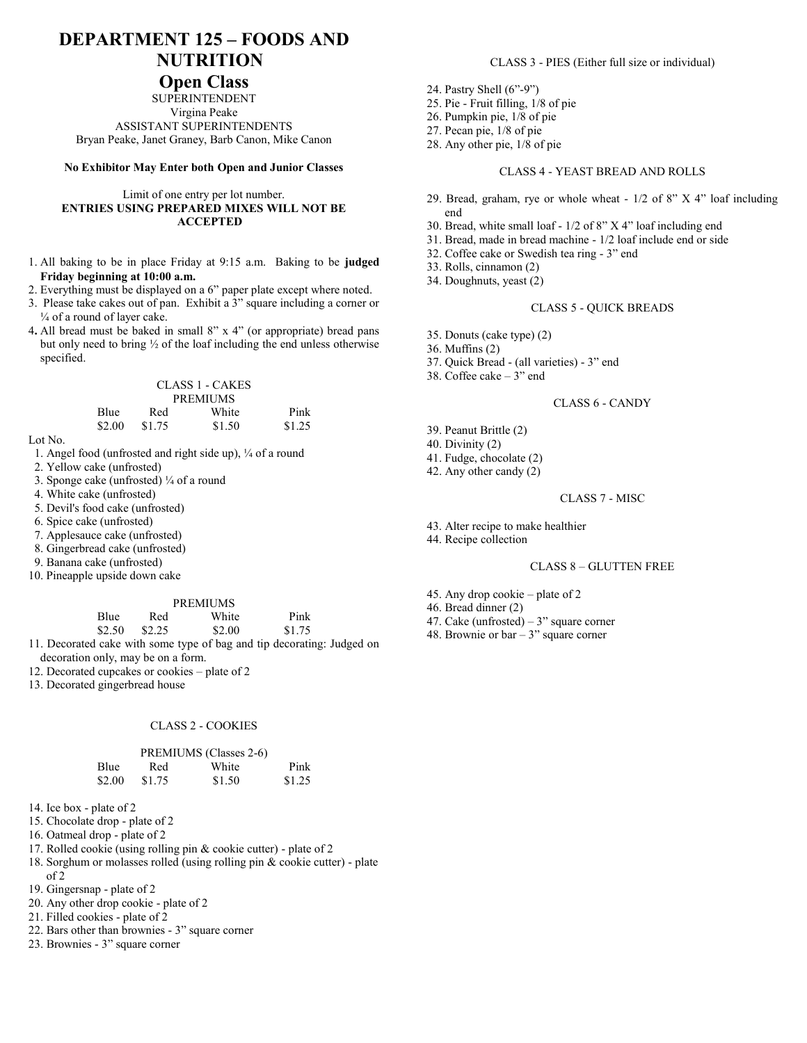# DEPARTMENT 125 – FOODS AND NUTRITION

## Open Class

SUPERINTENDENT
Virgina Peake
ASSISTANT SUPERINTENDENTS
Bryan Peake, Janet Graney, Barb Canon, Mike Canon

**No Exhibitor May Enter both Open and Junior Classes**

Limit of one entry per lot number.
**ENTRIES USING PREPARED MIXES WILL NOT BE ACCEPTED**

1. All baking to be in place Friday at 9:15 a.m. Baking to be **judged Friday beginning at 10:00 a.m.**
2. Everything must be displayed on a 6" paper plate except where noted.
3. Please take cakes out of pan. Exhibit a 3" square including a corner or ¼ of a round of layer cake.
4. All bread must be baked in small 8" x 4" (or appropriate) bread pans but only need to bring ½ of the loaf including the end unless otherwise specified.

### CLASS 1 - CAKES

PREMIUMS

| Blue | Red | White | Pink |
|---|---|---|---|
| $2.00 | $1.75 | $1.50 | $1.25 |

Lot No.

1. Angel food (unfrosted and right side up), ¼ of a round
2. Yellow cake (unfrosted)
3. Sponge cake (unfrosted) ¼ of a round
4. White cake (unfrosted)
5. Devil's food cake (unfrosted)
6. Spice cake (unfrosted)
7. Applesauce cake (unfrosted)
8. Gingerbread cake (unfrosted)
9. Banana cake (unfrosted)
10. Pineapple upside down cake

PREMIUMS

| Blue | Red | White | Pink |
|---|---|---|---|
| $2.50 | $2.25 | $2.00 | $1.75 |

11. Decorated cake with some type of bag and tip decorating: Judged on decoration only, may be on a form.
12. Decorated cupcakes or cookies – plate of 2
13. Decorated gingerbread house

### CLASS 2 - COOKIES

PREMIUMS (Classes 2-6)

| Blue | Red | White | Pink |
|---|---|---|---|
| $2.00 | $1.75 | $1.50 | $1.25 |

14. Ice box - plate of 2
15. Chocolate drop - plate of 2
16. Oatmeal drop - plate of 2
17. Rolled cookie (using rolling pin & cookie cutter) - plate of 2
18. Sorghum or molasses rolled (using rolling pin & cookie cutter) - plate of 2
19. Gingersnap - plate of 2
20. Any other drop cookie - plate of 2
21. Filled cookies - plate of 2
22. Bars other than brownies - 3" square corner
23. Brownies - 3" square corner

### CLASS 3 - PIES (Either full size or individual)

24. Pastry Shell (6"-9")
25. Pie - Fruit filling, 1/8 of pie
26. Pumpkin pie, 1/8 of pie
27. Pecan pie, 1/8 of pie
28. Any other pie, 1/8 of pie

### CLASS 4 - YEAST BREAD AND ROLLS

29. Bread, graham, rye or whole wheat - 1/2 of 8" X 4" loaf including end
30. Bread, white small loaf - 1/2 of 8" X 4" loaf including end
31. Bread, made in bread machine - 1/2 loaf include end or side
32. Coffee cake or Swedish tea ring - 3" end
33. Rolls, cinnamon (2)
34. Doughnuts, yeast (2)

### CLASS 5 - QUICK BREADS

35. Donuts (cake type) (2)
36. Muffins (2)
37. Quick Bread - (all varieties) - 3" end
38. Coffee cake – 3" end

### CLASS 6 - CANDY

39. Peanut Brittle (2)
40. Divinity (2)
41. Fudge, chocolate (2)
42. Any other candy (2)

### CLASS 7 - MISC

43. Alter recipe to make healthier
44. Recipe collection

### CLASS 8 – GLUTTEN FREE

45. Any drop cookie – plate of 2
46. Bread dinner (2)
47. Cake (unfrosted) – 3" square corner
48. Brownie or bar – 3" square corner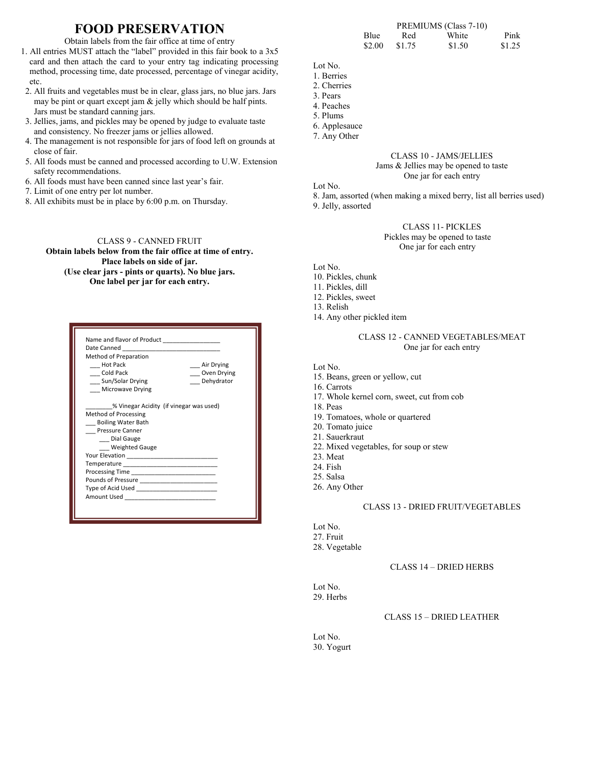# FOOD PRESERVATION

Obtain labels from the fair office at time of entry

1. All entries MUST attach the "label" provided in this fair book to a 3x5 card and then attach the card to your entry tag indicating processing method, processing time, date processed, percentage of vinegar acidity, etc.
2. All fruits and vegetables must be in clear, glass jars, no blue jars. Jars may be pint or quart except jam & jelly which should be half pints. Jars must be standard canning jars.
3. Jellies, jams, and pickles may be opened by judge to evaluate taste and consistency. No freezer jams or jellies allowed.
4. The management is not responsible for jars of food left on grounds at close of fair.
5. All foods must be canned and processed according to U.W. Extension safety recommendations.
6. All foods must have been canned since last year's fair.
7. Limit of one entry per lot number.
8. All exhibits must be in place by 6:00 p.m. on Thursday.

### CLASS 9 - CANNED FRUIT

**Obtain labels below from the fair office at time of entry.**
**Place labels on side of jar.**
**(Use clear jars - pints or quarts). No blue jars.**
**One label per jar for each entry.**

Name and flavor of Product ________________
Date Canned ____________________________
Method of Preparation
___ Hot Pack ___ Air Drying
___ Cold Pack ___ Oven Drying
___ Sun/Solar Drying ___ Dehydrator
___ Microwave Drying

________% Vinegar Acidity (if vinegar was used)
Method of Processing
___ Boiling Water Bath
___ Pressure Canner
___ Dial Gauge
___ Weighted Gauge
Your Elevation _________________________
Temperature __________________________
Processing Time _______________________
Pounds of Pressure _____________________
Type of Acid Used ______________________
Amount Used __________________________

PREMIUMS (Class 7-10)

| Blue | Red | White | Pink |
|---|---|---|---|
| $2.00 | $1.75 | $1.50 | $1.25 |

Lot No.
1. Berries
2. Cherries
3. Pears
4. Peaches
5. Plums
6. Applesauce
7. Any Other

### CLASS 10 - JAMS/JELLIES

Jams & Jellies may be opened to taste
One jar for each entry

Lot No.
8. Jam, assorted (when making a mixed berry, list all berries used)
9. Jelly, assorted

### CLASS 11- PICKLES

Pickles may be opened to taste
One jar for each entry

Lot No.
10. Pickles, chunk
11. Pickles, dill
12. Pickles, sweet
13. Relish
14. Any other pickled item

### CLASS 12 - CANNED VEGETABLES/MEAT

One jar for each entry

Lot No.
15. Beans, green or yellow, cut
16. Carrots
17. Whole kernel corn, sweet, cut from cob
18. Peas
19. Tomatoes, whole or quartered
20. Tomato juice
21. Sauerkraut
22. Mixed vegetables, for soup or stew
23. Meat
24. Fish
25. Salsa
26. Any Other

### CLASS 13 - DRIED FRUIT/VEGETABLES

Lot No.
27. Fruit
28. Vegetable

### CLASS 14 – DRIED HERBS

Lot No.
29. Herbs

### CLASS 15 – DRIED LEATHER

Lot No.
30. Yogurt